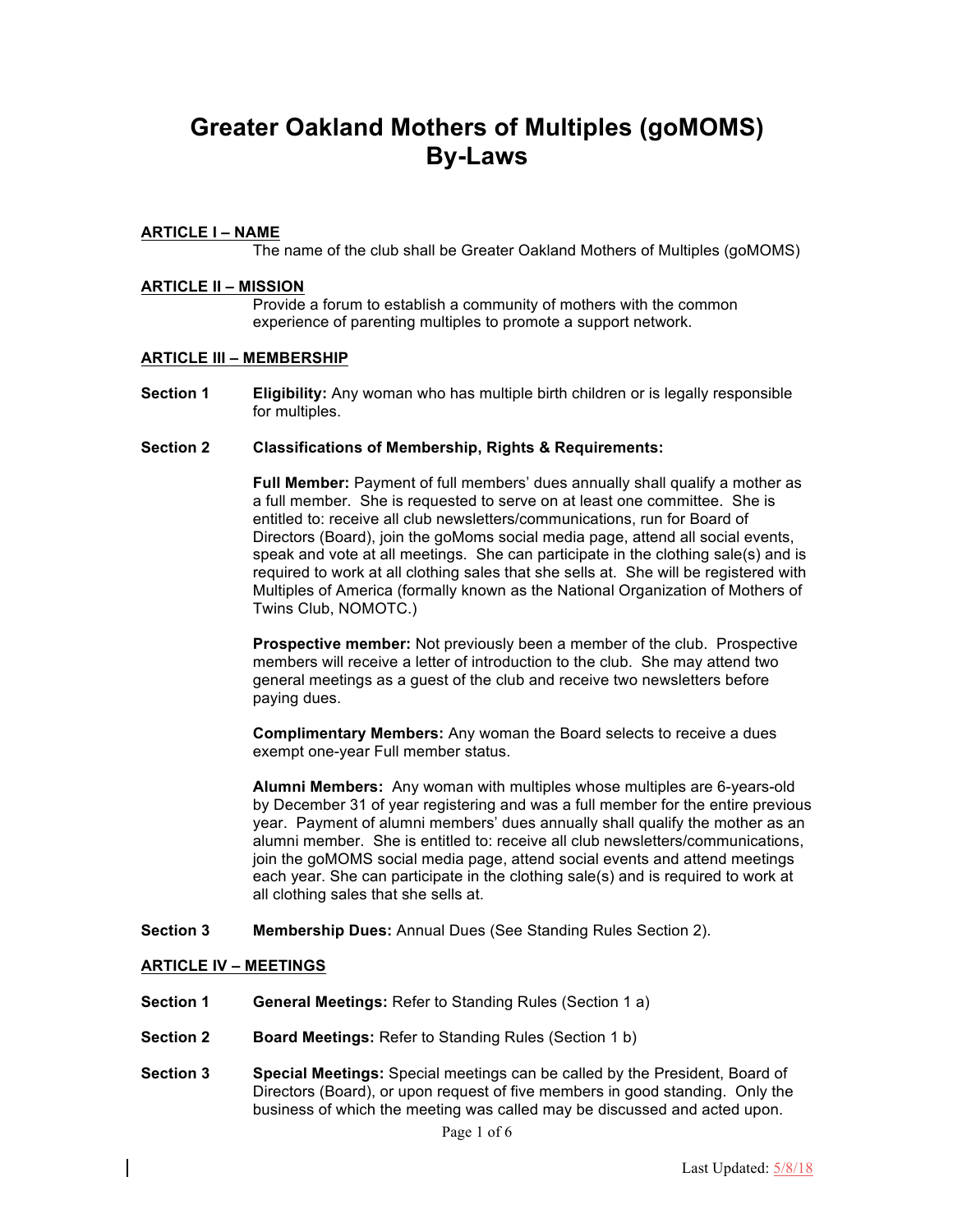# Greater Oakland Mothers of Multiples (goMOMS) By-Laws

## ARTICLE I – NAME

The name of the club shall be Greater Oakland Mothers of Multiples (goMOMS)

## ARTICLE II – MISSION

Provide a forum to establish a community of mothers with the common experience of parenting multiples to promote a support network.

## ARTICLE III – MEMBERSHIP

**Section 1** **Eligibility:** Any woman who has multiple birth children or is legally responsible for multiples.

**Section 2** **Classifications of Membership, Rights & Requirements:**

**Full Member:** Payment of full members' dues annually shall qualify a mother as a full member. She is requested to serve on at least one committee. She is entitled to: receive all club newsletters/communications, run for Board of Directors (Board), join the goMoms social media page, attend all social events, speak and vote at all meetings. She can participate in the clothing sale(s) and is required to work at all clothing sales that she sells at. She will be registered with Multiples of America (formally known as the National Organization of Mothers of Twins Club, NOMOTC.)

**Prospective member:** Not previously been a member of the club. Prospective members will receive a letter of introduction to the club. She may attend two general meetings as a guest of the club and receive two newsletters before paying dues.

**Complimentary Members:** Any woman the Board selects to receive a dues exempt one-year Full member status.

**Alumni Members:** Any woman with multiples whose multiples are 6-years-old by December 31 of year registering and was a full member for the entire previous year. Payment of alumni members' dues annually shall qualify the mother as an alumni member. She is entitled to: receive all club newsletters/communications, join the goMOMS social media page, attend social events and attend meetings each year. She can participate in the clothing sale(s) and is required to work at all clothing sales that she sells at.

**Section 3** **Membership Dues:** Annual Dues (See Standing Rules Section 2).

## ARTICLE IV – MEETINGS

**Section 1** **General Meetings:** Refer to Standing Rules (Section 1 a)

**Section 2** **Board Meetings:** Refer to Standing Rules (Section 1 b)

**Section 3** **Special Meetings:** Special meetings can be called by the President, Board of Directors (Board), or upon request of five members in good standing. Only the business of which the meeting was called may be discussed and acted upon.

Last Updated: 5/8/18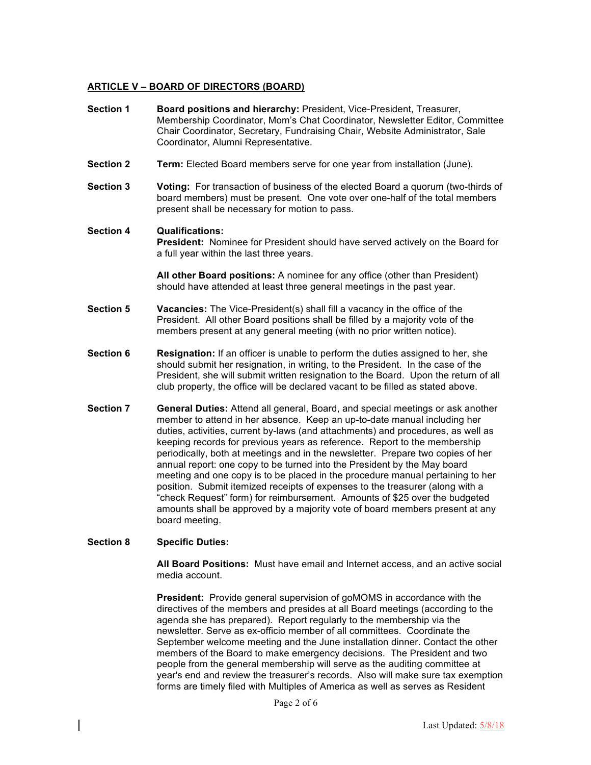## ARTICLE V – BOARD OF DIRECTORS (BOARD)

**Section 1** **Board positions and hierarchy:** President, Vice-President, Treasurer, Membership Coordinator, Mom's Chat Coordinator, Newsletter Editor, Committee Chair Coordinator, Secretary, Fundraising Chair, Website Administrator, Sale Coordinator, Alumni Representative.

**Section 2** **Term:** Elected Board members serve for one year from installation (June).

**Section 3** **Voting:** For transaction of business of the elected Board a quorum (two-thirds of board members) must be present. One vote over one-half of the total members present shall be necessary for motion to pass.

**Section 4** **Qualifications:**

**President:** Nominee for President should have served actively on the Board for a full year within the last three years.

**All other Board positions:** A nominee for any office (other than President) should have attended at least three general meetings in the past year.

**Section 5** **Vacancies:** The Vice-President(s) shall fill a vacancy in the office of the President. All other Board positions shall be filled by a majority vote of the members present at any general meeting (with no prior written notice).

**Section 6** **Resignation:** If an officer is unable to perform the duties assigned to her, she should submit her resignation, in writing, to the President. In the case of the President, she will submit written resignation to the Board. Upon the return of all club property, the office will be declared vacant to be filled as stated above.

**Section 7** **General Duties:** Attend all general, Board, and special meetings or ask another member to attend in her absence. Keep an up-to-date manual including her duties, activities, current by-laws (and attachments) and procedures, as well as keeping records for previous years as reference. Report to the membership periodically, both at meetings and in the newsletter. Prepare two copies of her annual report: one copy to be turned into the President by the May board meeting and one copy is to be placed in the procedure manual pertaining to her position. Submit itemized receipts of expenses to the treasurer (along with a "check Request" form) for reimbursement. Amounts of $25 over the budgeted amounts shall be approved by a majority vote of board members present at any board meeting.

**Section 8** **Specific Duties:**

**All Board Positions:** Must have email and Internet access, and an active social media account.

**President:** Provide general supervision of goMOMS in accordance with the directives of the members and presides at all Board meetings (according to the agenda she has prepared). Report regularly to the membership via the newsletter. Serve as ex-officio member of all committees. Coordinate the September welcome meeting and the June installation dinner. Contact the other members of the Board to make emergency decisions. The President and two people from the general membership will serve as the auditing committee at year's end and review the treasurer's records. Also will make sure tax exemption forms are timely filed with Multiples of America as well as serves as Resident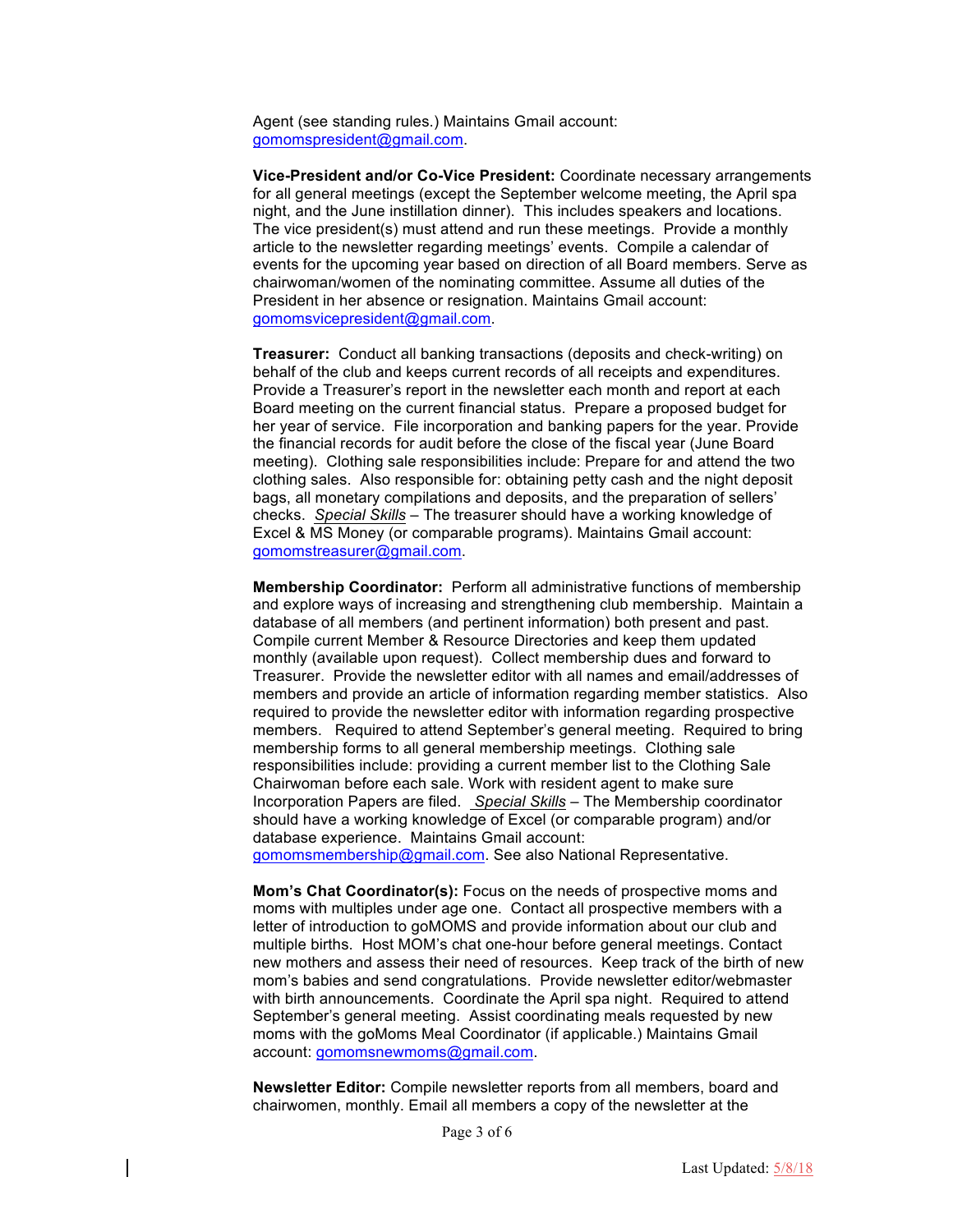Agent (see standing rules.) Maintains Gmail account: gomomspresident@gmail.com.

**Vice-President and/or Co-Vice President:** Coordinate necessary arrangements for all general meetings (except the September welcome meeting, the April spa night, and the June instillation dinner). This includes speakers and locations. The vice president(s) must attend and run these meetings. Provide a monthly article to the newsletter regarding meetings' events. Compile a calendar of events for the upcoming year based on direction of all Board members. Serve as chairwoman/women of the nominating committee. Assume all duties of the President in her absence or resignation. Maintains Gmail account: gomomsvicepresident@gmail.com.

**Treasurer:** Conduct all banking transactions (deposits and check-writing) on behalf of the club and keeps current records of all receipts and expenditures. Provide a Treasurer's report in the newsletter each month and report at each Board meeting on the current financial status. Prepare a proposed budget for her year of service. File incorporation and banking papers for the year. Provide the financial records for audit before the close of the fiscal year (June Board meeting). Clothing sale responsibilities include: Prepare for and attend the two clothing sales. Also responsible for: obtaining petty cash and the night deposit bags, all monetary compilations and deposits, and the preparation of sellers' checks. *Special Skills* – The treasurer should have a working knowledge of Excel & MS Money (or comparable programs). Maintains Gmail account: gomomstreasurer@gmail.com.

**Membership Coordinator:** Perform all administrative functions of membership and explore ways of increasing and strengthening club membership. Maintain a database of all members (and pertinent information) both present and past. Compile current Member & Resource Directories and keep them updated monthly (available upon request). Collect membership dues and forward to Treasurer. Provide the newsletter editor with all names and email/addresses of members and provide an article of information regarding member statistics. Also required to provide the newsletter editor with information regarding prospective members. Required to attend September's general meeting. Required to bring membership forms to all general membership meetings. Clothing sale responsibilities include: providing a current member list to the Clothing Sale Chairwoman before each sale. Work with resident agent to make sure Incorporation Papers are filed. *Special Skills* – The Membership coordinator should have a working knowledge of Excel (or comparable program) and/or database experience. Maintains Gmail account: gomomsmembership@gmail.com. See also National Representative.

**Mom's Chat Coordinator(s):** Focus on the needs of prospective moms and moms with multiples under age one. Contact all prospective members with a letter of introduction to goMOMS and provide information about our club and multiple births. Host MOM's chat one-hour before general meetings. Contact new mothers and assess their need of resources. Keep track of the birth of new mom's babies and send congratulations. Provide newsletter editor/webmaster with birth announcements. Coordinate the April spa night. Required to attend September's general meeting. Assist coordinating meals requested by new moms with the goMoms Meal Coordinator (if applicable.) Maintains Gmail account: gomomsnewmoms@gmail.com.

**Newsletter Editor:** Compile newsletter reports from all members, board and chairwomen, monthly. Email all members a copy of the newsletter at the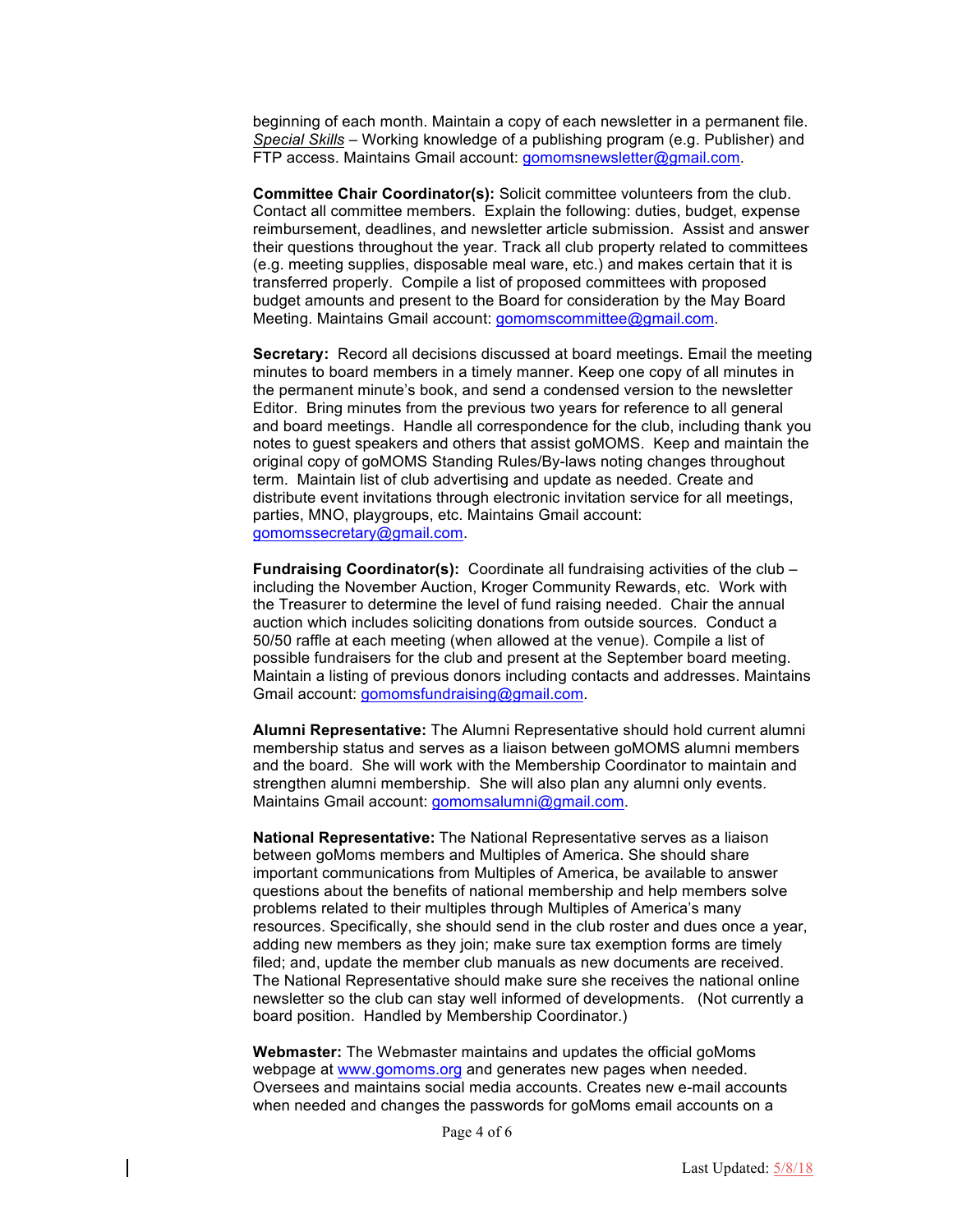beginning of each month. Maintain a copy of each newsletter in a permanent file. *Special Skills* – Working knowledge of a publishing program (e.g. Publisher) and FTP access. Maintains Gmail account: gomomsnewsletter@gmail.com.

**Committee Chair Coordinator(s):** Solicit committee volunteers from the club. Contact all committee members. Explain the following: duties, budget, expense reimbursement, deadlines, and newsletter article submission. Assist and answer their questions throughout the year. Track all club property related to committees (e.g. meeting supplies, disposable meal ware, etc.) and makes certain that it is transferred properly. Compile a list of proposed committees with proposed budget amounts and present to the Board for consideration by the May Board Meeting. Maintains Gmail account: gomomscommittee@gmail.com.

**Secretary:** Record all decisions discussed at board meetings. Email the meeting minutes to board members in a timely manner. Keep one copy of all minutes in the permanent minute's book, and send a condensed version to the newsletter Editor. Bring minutes from the previous two years for reference to all general and board meetings. Handle all correspondence for the club, including thank you notes to guest speakers and others that assist goMOMS. Keep and maintain the original copy of goMOMS Standing Rules/By-laws noting changes throughout term. Maintain list of club advertising and update as needed. Create and distribute event invitations through electronic invitation service for all meetings, parties, MNO, playgroups, etc. Maintains Gmail account: gomomssecretary@gmail.com.

**Fundraising Coordinator(s):** Coordinate all fundraising activities of the club – including the November Auction, Kroger Community Rewards, etc. Work with the Treasurer to determine the level of fund raising needed. Chair the annual auction which includes soliciting donations from outside sources. Conduct a 50/50 raffle at each meeting (when allowed at the venue). Compile a list of possible fundraisers for the club and present at the September board meeting. Maintain a listing of previous donors including contacts and addresses. Maintains Gmail account: gomomsfundraising@gmail.com.

**Alumni Representative:** The Alumni Representative should hold current alumni membership status and serves as a liaison between goMOMS alumni members and the board. She will work with the Membership Coordinator to maintain and strengthen alumni membership. She will also plan any alumni only events. Maintains Gmail account: gomomsalumni@gmail.com.

**National Representative:** The National Representative serves as a liaison between goMoms members and Multiples of America. She should share important communications from Multiples of America, be available to answer questions about the benefits of national membership and help members solve problems related to their multiples through Multiples of America's many resources. Specifically, she should send in the club roster and dues once a year, adding new members as they join; make sure tax exemption forms are timely filed; and, update the member club manuals as new documents are received. The National Representative should make sure she receives the national online newsletter so the club can stay well informed of developments. (Not currently a board position. Handled by Membership Coordinator.)

**Webmaster:** The Webmaster maintains and updates the official goMoms webpage at www.gomoms.org and generates new pages when needed. Oversees and maintains social media accounts. Creates new e-mail accounts when needed and changes the passwords for goMoms email accounts on a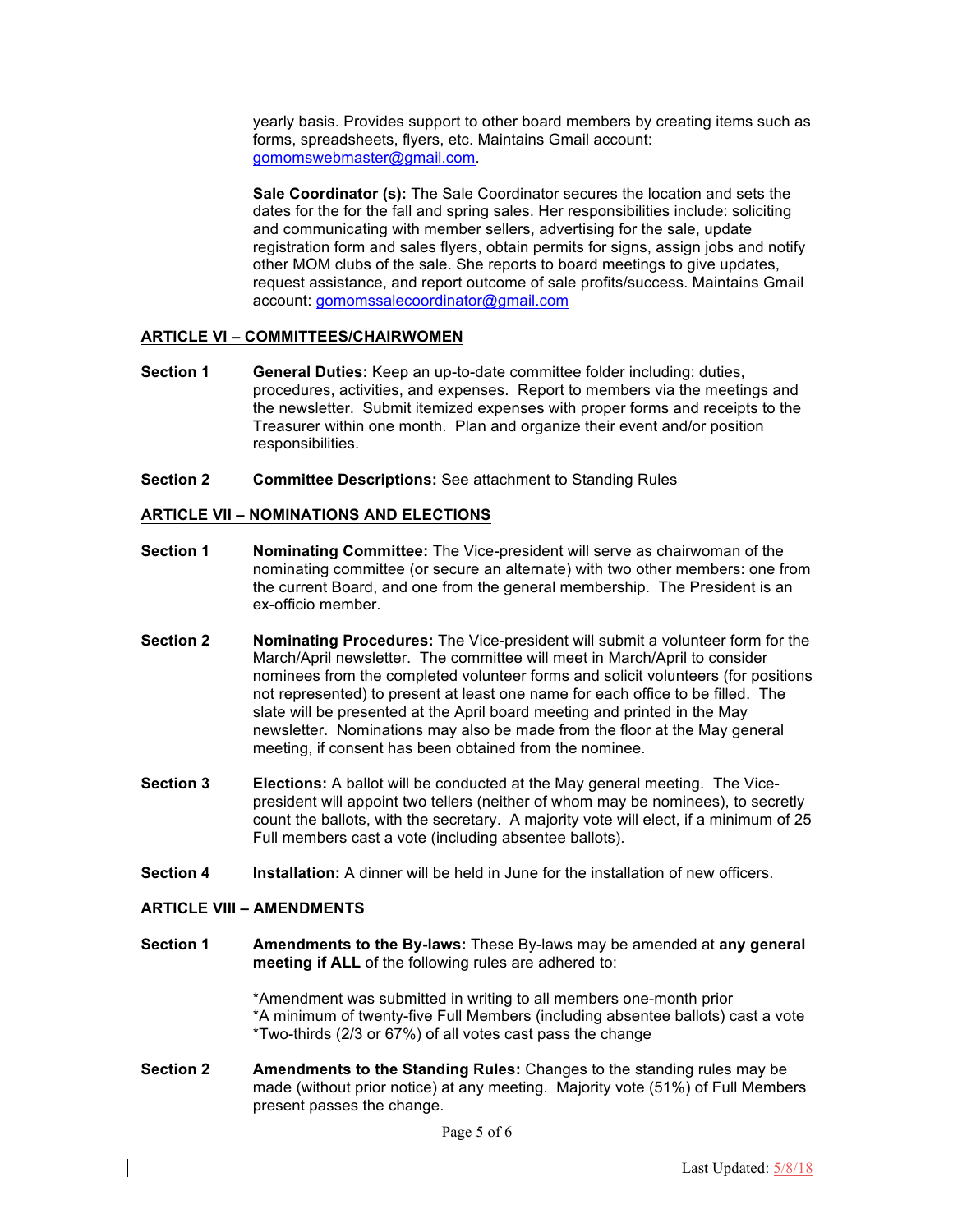yearly basis. Provides support to other board members by creating items such as forms, spreadsheets, flyers, etc. Maintains Gmail account: gomomswebmaster@gmail.com.

**Sale Coordinator (s):** The Sale Coordinator secures the location and sets the dates for the for the fall and spring sales. Her responsibilities include: soliciting and communicating with member sellers, advertising for the sale, update registration form and sales flyers, obtain permits for signs, assign jobs and notify other MOM clubs of the sale. She reports to board meetings to give updates, request assistance, and report outcome of sale profits/success. Maintains Gmail account: gomomssalecoordinator@gmail.com

## ARTICLE VI – COMMITTEES/CHAIRWOMEN

**Section 1** **General Duties:** Keep an up-to-date committee folder including: duties, procedures, activities, and expenses. Report to members via the meetings and the newsletter. Submit itemized expenses with proper forms and receipts to the Treasurer within one month. Plan and organize their event and/or position responsibilities.

**Section 2** **Committee Descriptions:** See attachment to Standing Rules

## ARTICLE VII – NOMINATIONS AND ELECTIONS

**Section 1** **Nominating Committee:** The Vice-president will serve as chairwoman of the nominating committee (or secure an alternate) with two other members: one from the current Board, and one from the general membership. The President is an ex-officio member.

**Section 2** **Nominating Procedures:** The Vice-president will submit a volunteer form for the March/April newsletter. The committee will meet in March/April to consider nominees from the completed volunteer forms and solicit volunteers (for positions not represented) to present at least one name for each office to be filled. The slate will be presented at the April board meeting and printed in the May newsletter. Nominations may also be made from the floor at the May general meeting, if consent has been obtained from the nominee.

**Section 3** **Elections:** A ballot will be conducted at the May general meeting. The Vice-president will appoint two tellers (neither of whom may be nominees), to secretly count the ballots, with the secretary. A majority vote will elect, if a minimum of 25 Full members cast a vote (including absentee ballots).

**Section 4** **Installation:** A dinner will be held in June for the installation of new officers.

## ARTICLE VIII – AMENDMENTS

**Section 1** **Amendments to the By-laws:** These By-laws may be amended at **any general meeting if ALL** of the following rules are adhered to:

*Amendment was submitted in writing to all members one-month prior
*A minimum of twenty-five Full Members (including absentee ballots) cast a vote
*Two-thirds (2/3 or 67%) of all votes cast pass the change

**Section 2** **Amendments to the Standing Rules:** Changes to the standing rules may be made (without prior notice) at any meeting. Majority vote (51%) of Full Members present passes the change.

Last Updated: 5/8/18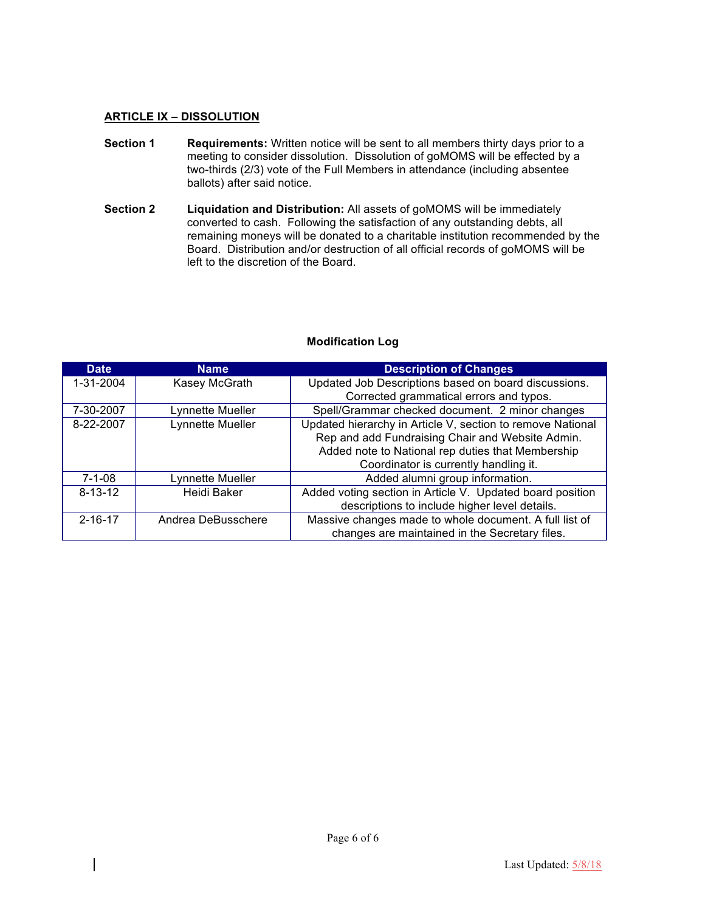## ARTICLE IX – DISSOLUTION

**Section 1** **Requirements:** Written notice will be sent to all members thirty days prior to a meeting to consider dissolution. Dissolution of goMOMS will be effected by a two-thirds (2/3) vote of the Full Members in attendance (including absentee ballots) after said notice.

**Section 2** **Liquidation and Distribution:** All assets of goMOMS will be immediately converted to cash. Following the satisfaction of any outstanding debts, all remaining moneys will be donated to a charitable institution recommended by the Board. Distribution and/or destruction of all official records of goMOMS will be left to the discretion of the Board.

**Modification Log**

| Date | Name | Description of Changes |
|---|---|---|
| 1-31-2004 | Kasey McGrath | Updated Job Descriptions based on board discussions. Corrected grammatical errors and typos. |
| 7-30-2007 | Lynnette Mueller | Spell/Grammar checked document. 2 minor changes |
| 8-22-2007 | Lynnette Mueller | Updated hierarchy in Article V, section to remove National Rep and add Fundraising Chair and Website Admin. Added note to National rep duties that Membership Coordinator is currently handling it. |
| 7-1-08 | Lynnette Mueller | Added alumni group information. |
| 8-13-12 | Heidi Baker | Added voting section in Article V. Updated board position descriptions to include higher level details. |
| 2-16-17 | Andrea DeBusschere | Massive changes made to whole document. A full list of changes are maintained in the Secretary files. |

Last Updated: 5/8/18